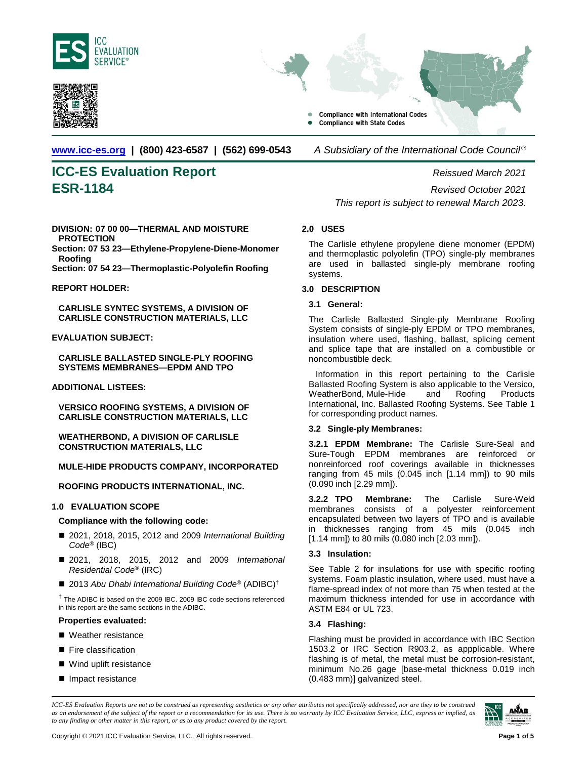www.icc-es.org | (800) 423-6587 | (562) 699-0543 *A Subsidiary of the International Code Council®*

# ICC-ES Evaluation Report
# ESR-1184

*Reissued March 2021*

*Revised October 2021*

*This report is subject to renewal March 2023.*

**DIVISION: 07 00 00—THERMAL AND MOISTURE PROTECTION**

**Section: 07 53 23—Ethylene-Propylene-Diene-Monomer Roofing**

**Section: 07 54 23—Thermoplastic-Polyolefin Roofing**

**REPORT HOLDER:**

**CARLISLE SYNTEC SYSTEMS, A DIVISION OF CARLISLE CONSTRUCTION MATERIALS, LLC**

**EVALUATION SUBJECT:**

**CARLISLE BALLASTED SINGLE-PLY ROOFING SYSTEMS MEMBRANES—EPDM AND TPO**

**ADDITIONAL LISTEES:**

**VERSICO ROOFING SYSTEMS, A DIVISION OF CARLISLE CONSTRUCTION MATERIALS, LLC**

**WEATHERBOND, A DIVISION OF CARLISLE CONSTRUCTION MATERIALS, LLC**

**MULE-HIDE PRODUCTS COMPANY, INCORPORATED**

**ROOFING PRODUCTS INTERNATIONAL, INC.**

## 1.0 EVALUATION SCOPE

**Compliance with the following code:**

- 2021, 2018, 2015, 2012 and 2009 *International Building Code®* (IBC)
- 2021, 2018, 2015, 2012 and 2009 *International Residential Code®* (IRC)
- 2013 *Abu Dhabi International Building Code®* (ADIBC)†

† The ADIBC is based on the 2009 IBC. 2009 IBC code sections referenced in this report are the same sections in the ADIBC.

**Properties evaluated:**

- Weather resistance
- Fire classification
- Wind uplift resistance
- Impact resistance

## 2.0 USES

The Carlisle ethylene propylene diene monomer (EPDM) and thermoplastic polyolefin (TPO) single-ply membranes are used in ballasted single-ply membrane roofing systems.

## 3.0 DESCRIPTION

### 3.1 General:

The Carlisle Ballasted Single-ply Membrane Roofing System consists of single-ply EPDM or TPO membranes, insulation where used, flashing, ballast, splicing cement and splice tape that are installed on a combustible or noncombustible deck.

Information in this report pertaining to the Carlisle Ballasted Roofing System is also applicable to the Versico, WeatherBond, Mule-Hide and Roofing Products International, Inc. Ballasted Roofing Systems. See Table 1 for corresponding product names.

### 3.2 Single-ply Membranes:

**3.2.1 EPDM Membrane:** The Carlisle Sure-Seal and Sure-Tough EPDM membranes are reinforced or nonreinforced roof coverings available in thicknesses ranging from 45 mils (0.045 inch [1.14 mm]) to 90 mils (0.090 inch [2.29 mm]).

**3.2.2 TPO Membrane:** The Carlisle Sure-Weld membranes consists of a polyester reinforcement encapsulated between two layers of TPO and is available in thicknesses ranging from 45 mils (0.045 inch [1.14 mm]) to 80 mils (0.080 inch [2.03 mm]).

### 3.3 Insulation:

See Table 2 for insulations for use with specific roofing systems. Foam plastic insulation, where used, must have a flame-spread index of not more than 75 when tested at the maximum thickness intended for use in accordance with ASTM E84 or UL 723.

### 3.4 Flashing:

Flashing must be provided in accordance with IBC Section 1503.2 or IRC Section R903.2, as appplicable. Where flashing is of metal, the metal must be corrosion-resistant, minimum No.26 gage [base-metal thickness 0.019 inch (0.483 mm)] galvanized steel.

*ICC-ES Evaluation Reports are not to be construed as representing aesthetics or any other attributes not specifically addressed, nor are they to be construed as an endorsement of the subject of the report or a recommendation for its use. There is no warranty by ICC Evaluation Service, LLC, express or implied, as to any finding or other matter in this report, or as to any product covered by the report.*

Copyright © 2021 ICC Evaluation Service, LLC. All rights reserved.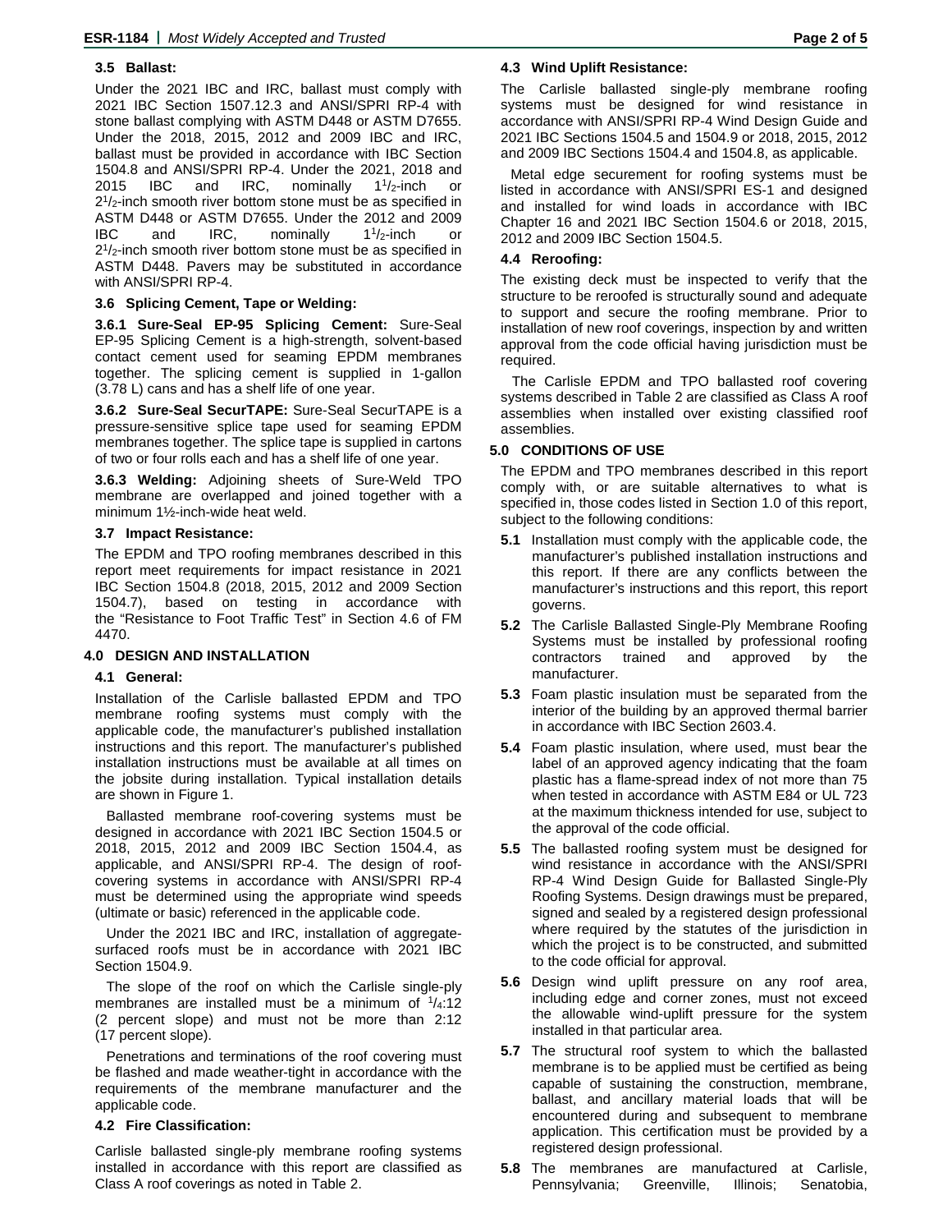### 3.5 Ballast:

Under the 2021 IBC and IRC, ballast must comply with 2021 IBC Section 1507.12.3 and ANSI/SPRI RP-4 with stone ballast complying with ASTM D448 or ASTM D7655. Under the 2018, 2015, 2012 and 2009 IBC and IRC, ballast must be provided in accordance with IBC Section 1504.8 and ANSI/SPRI RP-4. Under the 2021, 2018 and 2015 IBC and IRC, nominally $1^1/_2$-inch or $2^1/_2$-inch smooth river bottom stone must be as specified in ASTM D448 or ASTM D7655. Under the 2012 and 2009 IBC and IRC, nominally $1^1/_2$-inch or $2^1/_2$-inch smooth river bottom stone must be as specified in ASTM D448. Pavers may be substituted in accordance with ANSI/SPRI RP-4.

### 3.6 Splicing Cement, Tape or Welding:

**3.6.1 Sure-Seal EP-95 Splicing Cement:** Sure-Seal EP-95 Splicing Cement is a high-strength, solvent-based contact cement used for seaming EPDM membranes together. The splicing cement is supplied in 1-gallon (3.78 L) cans and has a shelf life of one year.

**3.6.2 Sure-Seal SecurTAPE:** Sure-Seal SecurTAPE is a pressure-sensitive splice tape used for seaming EPDM membranes together. The splice tape is supplied in cartons of two or four rolls each and has a shelf life of one year.

**3.6.3 Welding:** Adjoining sheets of Sure-Weld TPO membrane are overlapped and joined together with a minimum 1½-inch-wide heat weld.

### 3.7 Impact Resistance:

The EPDM and TPO roofing membranes described in this report meet requirements for impact resistance in 2021 IBC Section 1504.8 (2018, 2015, 2012 and 2009 Section 1504.7), based on testing in accordance with the "Resistance to Foot Traffic Test" in Section 4.6 of FM 4470.

## 4.0 DESIGN AND INSTALLATION

### 4.1 General:

Installation of the Carlisle ballasted EPDM and TPO membrane roofing systems must comply with the applicable code, the manufacturer's published installation instructions and this report. The manufacturer's published installation instructions must be available at all times on the jobsite during installation. Typical installation details are shown in Figure 1.

Ballasted membrane roof-covering systems must be designed in accordance with 2021 IBC Section 1504.5 or 2018, 2015, 2012 and 2009 IBC Section 1504.4, as applicable, and ANSI/SPRI RP-4. The design of roof-covering systems in accordance with ANSI/SPRI RP-4 must be determined using the appropriate wind speeds (ultimate or basic) referenced in the applicable code.

Under the 2021 IBC and IRC, installation of aggregate-surfaced roofs must be in accordance with 2021 IBC Section 1504.9.

The slope of the roof on which the Carlisle single-ply membranes are installed must be a minimum of $^1/_4$:12 (2 percent slope) and must not be more than 2:12 (17 percent slope).

Penetrations and terminations of the roof covering must be flashed and made weather-tight in accordance with the requirements of the membrane manufacturer and the applicable code.

### 4.2 Fire Classification:

Carlisle ballasted single-ply membrane roofing systems installed in accordance with this report are classified as Class A roof coverings as noted in Table 2.

### 4.3 Wind Uplift Resistance:

The Carlisle ballasted single-ply membrane roofing systems must be designed for wind resistance in accordance with ANSI/SPRI RP-4 Wind Design Guide and 2021 IBC Sections 1504.5 and 1504.9 or 2018, 2015, 2012 and 2009 IBC Sections 1504.4 and 1504.8, as applicable.

Metal edge securement for roofing systems must be listed in accordance with ANSI/SPRI ES-1 and designed and installed for wind loads in accordance with IBC Chapter 16 and 2021 IBC Section 1504.6 or 2018, 2015, 2012 and 2009 IBC Section 1504.5.

### 4.4 Reroofing:

The existing deck must be inspected to verify that the structure to be reroofed is structurally sound and adequate to support and secure the roofing membrane. Prior to installation of new roof coverings, inspection by and written approval from the code official having jurisdiction must be required.

The Carlisle EPDM and TPO ballasted roof covering systems described in Table 2 are classified as Class A roof assemblies when installed over existing classified roof assemblies.

## 5.0 CONDITIONS OF USE

The EPDM and TPO membranes described in this report comply with, or are suitable alternatives to what is specified in, those codes listed in Section 1.0 of this report, subject to the following conditions:

- **5.1** Installation must comply with the applicable code, the manufacturer's published installation instructions and this report. If there are any conflicts between the manufacturer's instructions and this report, this report governs.
- **5.2** The Carlisle Ballasted Single-Ply Membrane Roofing Systems must be installed by professional roofing contractors trained and approved by the manufacturer.
- **5.3** Foam plastic insulation must be separated from the interior of the building by an approved thermal barrier in accordance with IBC Section 2603.4.
- **5.4** Foam plastic insulation, where used, must bear the label of an approved agency indicating that the foam plastic has a flame-spread index of not more than 75 when tested in accordance with ASTM E84 or UL 723 at the maximum thickness intended for use, subject to the approval of the code official.
- **5.5** The ballasted roofing system must be designed for wind resistance in accordance with the ANSI/SPRI RP-4 Wind Design Guide for Ballasted Single-Ply Roofing Systems. Design drawings must be prepared, signed and sealed by a registered design professional where required by the statutes of the jurisdiction in which the project is to be constructed, and submitted to the code official for approval.
- **5.6** Design wind uplift pressure on any roof area, including edge and corner zones, must not exceed the allowable wind-uplift pressure for the system installed in that particular area.
- **5.7** The structural roof system to which the ballasted membrane is to be applied must be certified as being capable of sustaining the construction, membrane, ballast, and ancillary material loads that will be encountered during and subsequent to membrane application. This certification must be provided by a registered design professional.
- **5.8** The membranes are manufactured at Carlisle, Pennsylvania; Greenville, Illinois; Senatobia,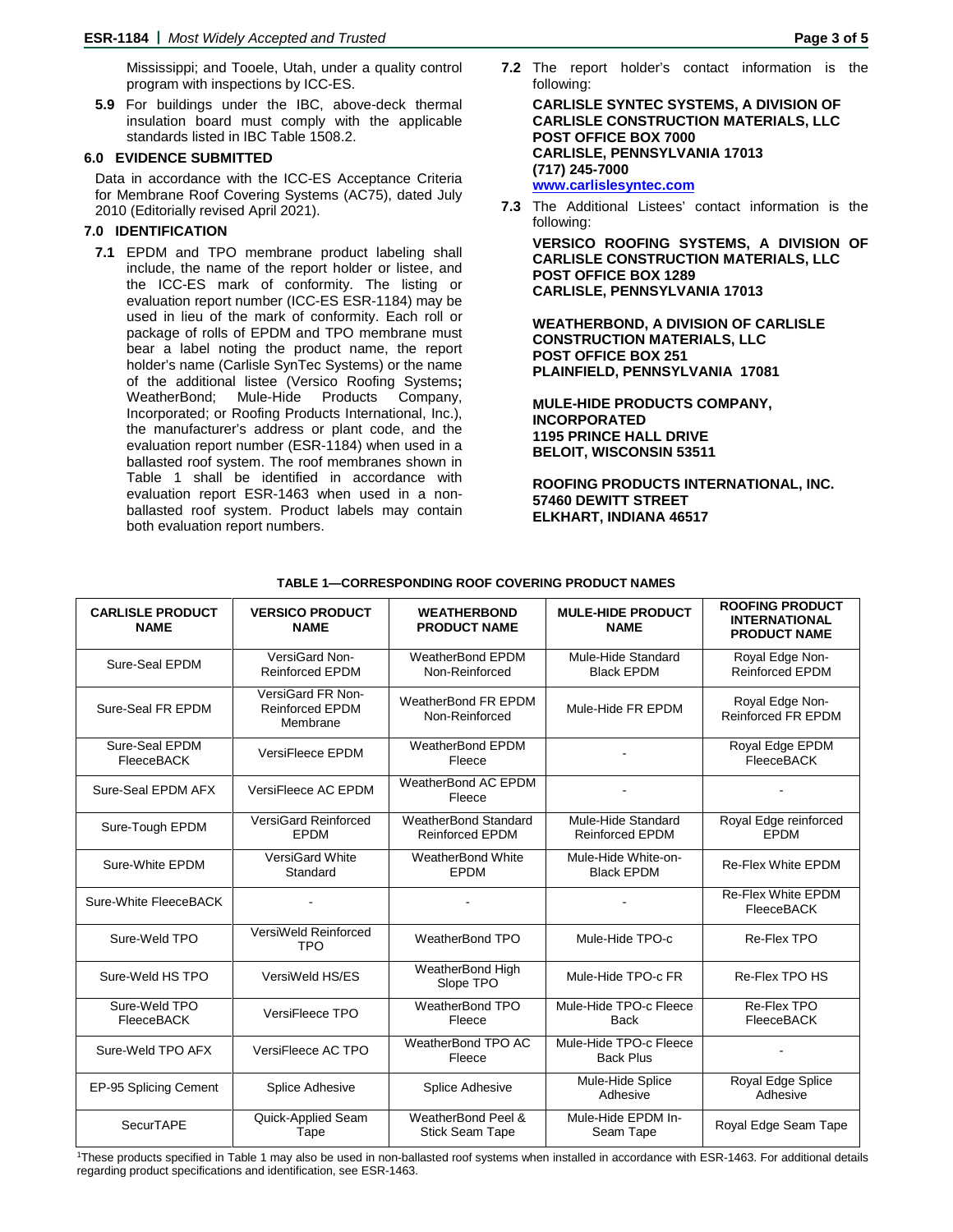Mississippi; and Tooele, Utah, under a quality control program with inspections by ICC-ES.

**5.9** For buildings under the IBC, above-deck thermal insulation board must comply with the applicable standards listed in IBC Table 1508.2.

## 6.0 EVIDENCE SUBMITTED

Data in accordance with the ICC-ES Acceptance Criteria for Membrane Roof Covering Systems (AC75), dated July 2010 (Editorially revised April 2021).

## 7.0 IDENTIFICATION

**7.1** EPDM and TPO membrane product labeling shall include, the name of the report holder or listee, and the ICC-ES mark of conformity. The listing or evaluation report number (ICC-ES ESR-1184) may be used in lieu of the mark of conformity. Each roll or package of rolls of EPDM and TPO membrane must bear a label noting the product name, the report holder's name (Carlisle SynTec Systems) or the name of the additional listee (Versico Roofing Systems; WeatherBond; Mule-Hide Products Company, Incorporated; or Roofing Products International, Inc.), the manufacturer's address or plant code, and the evaluation report number (ESR-1184) when used in a ballasted roof system. The roof membranes shown in Table 1 shall be identified in accordance with evaluation report ESR-1463 when used in a non-ballasted roof system. Product labels may contain both evaluation report numbers.

**7.2** The report holder's contact information is the following:

**CARLISLE SYNTEC SYSTEMS, A DIVISION OF CARLISLE CONSTRUCTION MATERIALS, LLC**
**POST OFFICE BOX 7000**
**CARLISLE, PENNSYLVANIA 17013**
**(717) 245-7000**
**www.carlislesyntec.com**

**7.3** The Additional Listees' contact information is the following:

**VERSICO ROOFING SYSTEMS, A DIVISION OF CARLISLE CONSTRUCTION MATERIALS, LLC**
**POST OFFICE BOX 1289**
**CARLISLE, PENNSYLVANIA 17013**

**WEATHERBOND, A DIVISION OF CARLISLE CONSTRUCTION MATERIALS, LLC**
**POST OFFICE BOX 251**
**PLAINFIELD, PENNSYLVANIA 17081**

**MULE-HIDE PRODUCTS COMPANY, INCORPORATED**
**1195 PRINCE HALL DRIVE**
**BELOIT, WISCONSIN 53511**

**ROOFING PRODUCTS INTERNATIONAL, INC.**
**57460 DEWITT STREET**
**ELKHART, INDIANA 46517**

**TABLE 1—CORRESPONDING ROOF COVERING PRODUCT NAMES**

| CARLISLE PRODUCT NAME | VERSICO PRODUCT NAME | WEATHERBOND PRODUCT NAME | MULE-HIDE PRODUCT NAME | ROOFING PRODUCT INTERNATIONAL PRODUCT NAME |
|---|---|---|---|---|
| Sure-Seal EPDM | VersiGard Non-Reinforced EPDM | WeatherBond EPDM Non-Reinforced | Mule-Hide Standard Black EPDM | Royal Edge Non-Reinforced EPDM |
| Sure-Seal FR EPDM | VersiGard FR Non-Reinforced EPDM Membrane | WeatherBond FR EPDM Non-Reinforced | Mule-Hide FR EPDM | Royal Edge Non-Reinforced FR EPDM |
| Sure-Seal EPDM FleeceBACK | VersiFleece EPDM | WeatherBond EPDM Fleece | - | Royal Edge EPDM FleeceBACK |
| Sure-Seal EPDM AFX | VersiFleece AC EPDM | WeatherBond AC EPDM Fleece | - | - |
| Sure-Tough EPDM | VersiGard Reinforced EPDM | WeatherBond Standard Reinforced EPDM | Mule-Hide Standard Reinforced EPDM | Royal Edge reinforced EPDM |
| Sure-White EPDM | VersiGard White Standard | WeatherBond White EPDM | Mule-Hide White-on-Black EPDM | Re-Flex White EPDM |
| Sure-White FleeceBACK | - | - | - | Re-Flex White EPDM FleeceBACK |
| Sure-Weld TPO | VersiWeld Reinforced TPO | WeatherBond TPO | Mule-Hide TPO-c | Re-Flex TPO |
| Sure-Weld HS TPO | VersiWeld HS/ES | WeatherBond High Slope TPO | Mule-Hide TPO-c FR | Re-Flex TPO HS |
| Sure-Weld TPO FleeceBACK | VersiFleece TPO | WeatherBond TPO Fleece | Mule-Hide TPO-c Fleece Back | Re-Flex TPO FleeceBACK |
| Sure-Weld TPO AFX | VersiFleece AC TPO | WeatherBond TPO AC Fleece | Mule-Hide TPO-c Fleece Back Plus | - |
| EP-95 Splicing Cement | Splice Adhesive | Splice Adhesive | Mule-Hide Splice Adhesive | Royal Edge Splice Adhesive |
| SecurTAPE | Quick-Applied Seam Tape | WeatherBond Peel & Stick Seam Tape | Mule-Hide EPDM In-Seam Tape | Royal Edge Seam Tape |

[1]These products specified in Table 1 may also be used in non-ballasted roof systems when installed in accordance with ESR-1463. For additional details regarding product specifications and identification, see ESR-1463.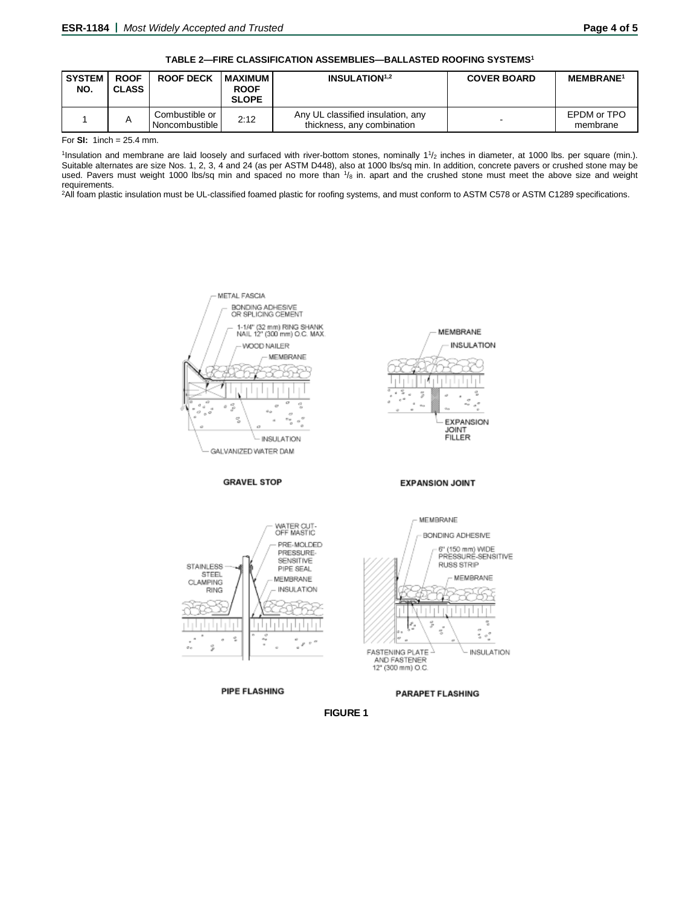**TABLE 2—FIRE CLASSIFICATION ASSEMBLIES—BALLASTED ROOFING SYSTEMS[1]**

| SYSTEM NO. | ROOF CLASS | ROOF DECK | MAXIMUM ROOF SLOPE | INSULATION[1,2] | COVER BOARD | MEMBRANE[1] |
|---|---|---|---|---|---|---|
| 1 | A | Combustible or Noncombustible | 2:12 | Any UL classified insulation, any thickness, any combination | - | EPDM or TPO membrane |

For **SI:** 1inch = 25.4 mm.

[1]Insulation and membrane are laid loosely and surfaced with river-bottom stones, nominally $1^1/_2$ inches in diameter, at 1000 lbs. per square (min.). Suitable alternates are size Nos. 1, 2, 3, 4 and 24 (as per ASTM D448), also at 1000 lbs/sq min. In addition, concrete pavers or crushed stone may be used. Pavers must weight 1000 lbs/sq min and spaced no more than $^1/_8$ in. apart and the crushed stone must meet the above size and weight requirements.

[2]All foam plastic insulation must be UL-classified foamed plastic for roofing systems, and must conform to ASTM C578 or ASTM C1289 specifications.

METAL FASCIA
BONDING ADHESIVE OR SPLICING CEMENT
1-1/4" (32 mm) RING SHANK NAIL 12" (300 mm) O.C. MAX.
WOOD NAILER
MEMBRANE
INSULATION
GALVANIZED WATER DAM

**GRAVEL STOP**

MEMBRANE
INSULATION
EXPANSION JOINT FILLER

**EXPANSION JOINT**

WATER CUT-OFF MASTIC
PRE-MOLDED PRESSURE-SENSITIVE PIPE SEAL
STAINLESS STEEL CLAMPING RING
MEMBRANE
INSULATION

**PIPE FLASHING**

MEMBRANE
BONDING ADHESIVE
6" (150 mm) WIDE PRESSURE-SENSITIVE RUSS STRIP
MEMBRANE
FASTENING PLATE AND FASTENER 12" (300 mm) O.C.
INSULATION

**PARAPET FLASHING**

**FIGURE 1**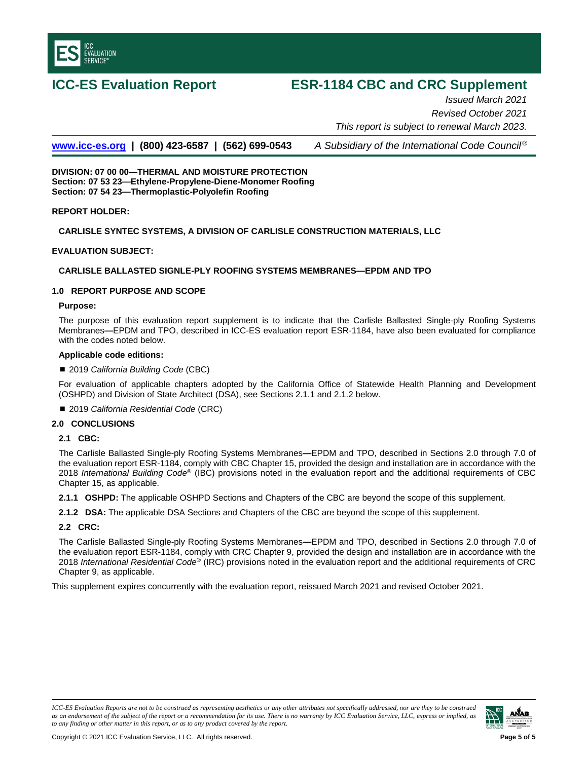# ICC-ES Evaluation Report

# ESR-1184 CBC and CRC Supplement

*Issued March 2021*

*Revised October 2021*

*This report is subject to renewal March 2023.*

**www.icc-es.org | (800) 423-6587 | (562) 699-0543** *A Subsidiary of the International Code Council®*

**DIVISION: 07 00 00—THERMAL AND MOISTURE PROTECTION**
**Section: 07 53 23—Ethylene-Propylene-Diene-Monomer Roofing**
**Section: 07 54 23—Thermoplastic-Polyolefin Roofing**

**REPORT HOLDER:**

**CARLISLE SYNTEC SYSTEMS, A DIVISION OF CARLISLE CONSTRUCTION MATERIALS, LLC**

**EVALUATION SUBJECT:**

**CARLISLE BALLASTED SIGNLE-PLY ROOFING SYSTEMS MEMBRANES—EPDM AND TPO**

## 1.0 REPORT PURPOSE AND SCOPE

**Purpose:**

The purpose of this evaluation report supplement is to indicate that the Carlisle Ballasted Single-ply Roofing Systems Membranes—EPDM and TPO, described in ICC-ES evaluation report ESR-1184, have also been evaluated for compliance with the codes noted below.

**Applicable code editions:**

- 2019 *California Building Code* (CBC)

For evaluation of applicable chapters adopted by the California Office of Statewide Health Planning and Development (OSHPD) and Division of State Architect (DSA), see Sections 2.1.1 and 2.1.2 below.

- 2019 *California Residential Code* (CRC)

## 2.0 CONCLUSIONS

### 2.1 CBC:

The Carlisle Ballasted Single-ply Roofing Systems Membranes—EPDM and TPO, described in Sections 2.0 through 7.0 of the evaluation report ESR-1184, comply with CBC Chapter 15, provided the design and installation are in accordance with the 2018 *International Building Code®* (IBC) provisions noted in the evaluation report and the additional requirements of CBC Chapter 15, as applicable.

**2.1.1 OSHPD:** The applicable OSHPD Sections and Chapters of the CBC are beyond the scope of this supplement.

**2.1.2 DSA:** The applicable DSA Sections and Chapters of the CBC are beyond the scope of this supplement.

### 2.2 CRC:

The Carlisle Ballasted Single-ply Roofing Systems Membranes—EPDM and TPO, described in Sections 2.0 through 7.0 of the evaluation report ESR-1184, comply with CRC Chapter 9, provided the design and installation are in accordance with the 2018 *International Residential Code®* (IRC) provisions noted in the evaluation report and the additional requirements of CRC Chapter 9, as applicable.

This supplement expires concurrently with the evaluation report, reissued March 2021 and revised October 2021.

*ICC-ES Evaluation Reports are not to be construed as representing aesthetics or any other attributes not specifically addressed, nor are they to be construed as an endorsement of the subject of the report or a recommendation for its use. There is no warranty by ICC Evaluation Service, LLC, express or implied, as to any finding or other matter in this report, or as to any product covered by the report.*

Copyright © 2021 ICC Evaluation Service, LLC. All rights reserved.